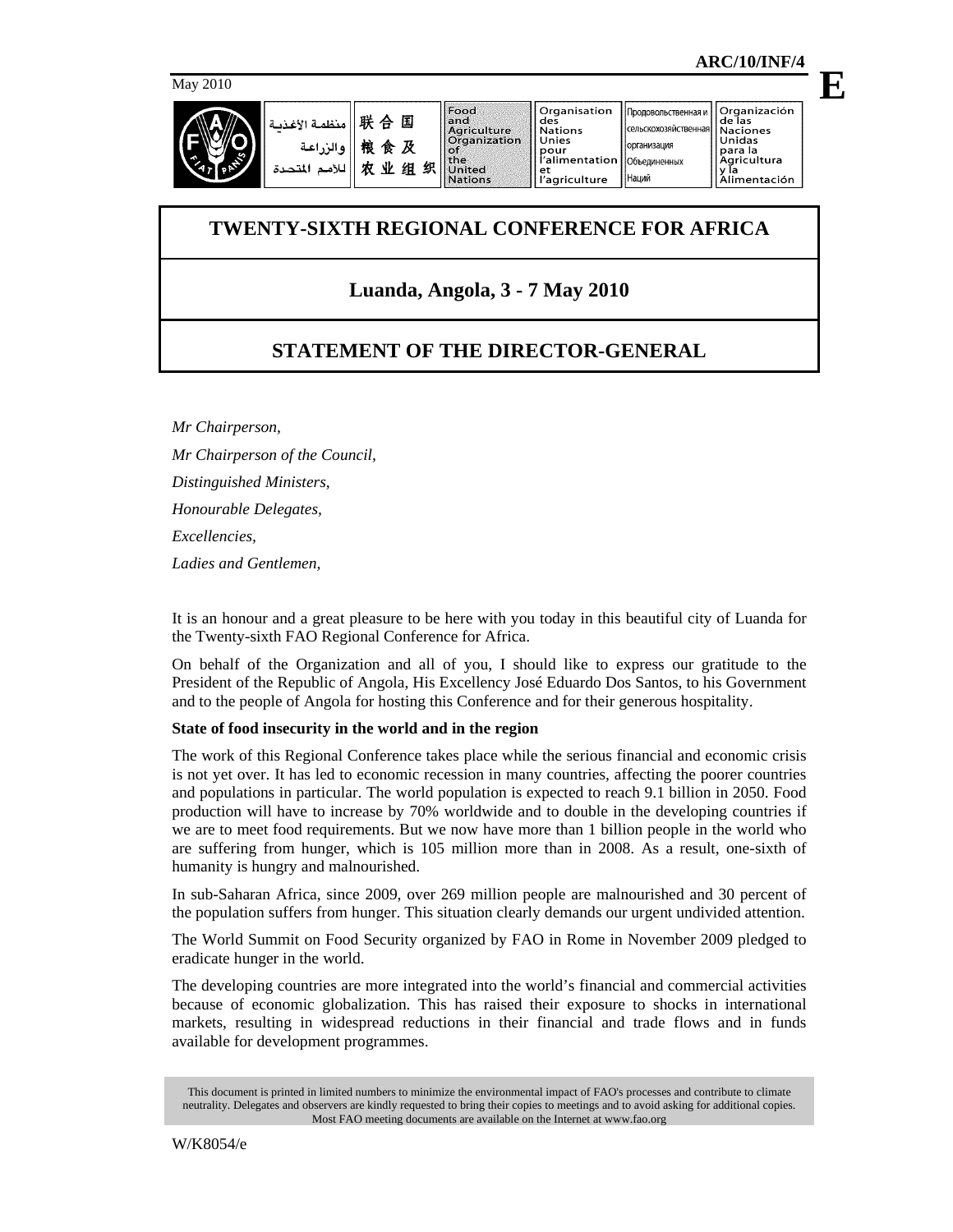ARC/10/INF/4

May 2010

# TWENTY-SIXTH REGIONAL CONFERENCE FOR AFRICA

## Luanda, Angola, 3 - 7 May 2010

## STATEMENT OF THE DIRECTOR-GENERAL

*Mr Chairperson,*

*Mr Chairperson of the Council,*

*Distinguished Ministers,*

*Honourable Delegates,*

*Excellencies,*

*Ladies and Gentlemen,*

It is an honour and a great pleasure to be here with you today in this beautiful city of Luanda for the Twenty-sixth FAO Regional Conference for Africa.

On behalf of the Organization and all of you, I should like to express our gratitude to the President of the Republic of Angola, His Excellency José Eduardo Dos Santos, to his Government and to the people of Angola for hosting this Conference and for their generous hospitality.

**State of food insecurity in the world and in the region**

The work of this Regional Conference takes place while the serious financial and economic crisis is not yet over. It has led to economic recession in many countries, affecting the poorer countries and populations in particular. The world population is expected to reach 9.1 billion in 2050. Food production will have to increase by 70% worldwide and to double in the developing countries if we are to meet food requirements. But we now have more than 1 billion people in the world who are suffering from hunger, which is 105 million more than in 2008. As a result, one-sixth of humanity is hungry and malnourished.

In sub-Saharan Africa, since 2009, over 269 million people are malnourished and 30 percent of the population suffers from hunger. This situation clearly demands our urgent undivided attention.

The World Summit on Food Security organized by FAO in Rome in November 2009 pledged to eradicate hunger in the world.

The developing countries are more integrated into the world's financial and commercial activities because of economic globalization. This has raised their exposure to shocks in international markets, resulting in widespread reductions in their financial and trade flows and in funds available for development programmes.

This document is printed in limited numbers to minimize the environmental impact of FAO's processes and contribute to climate neutrality. Delegates and observers are kindly requested to bring their copies to meetings and to avoid asking for additional copies. Most FAO meeting documents are available on the Internet at www.fao.org

W/K8054/e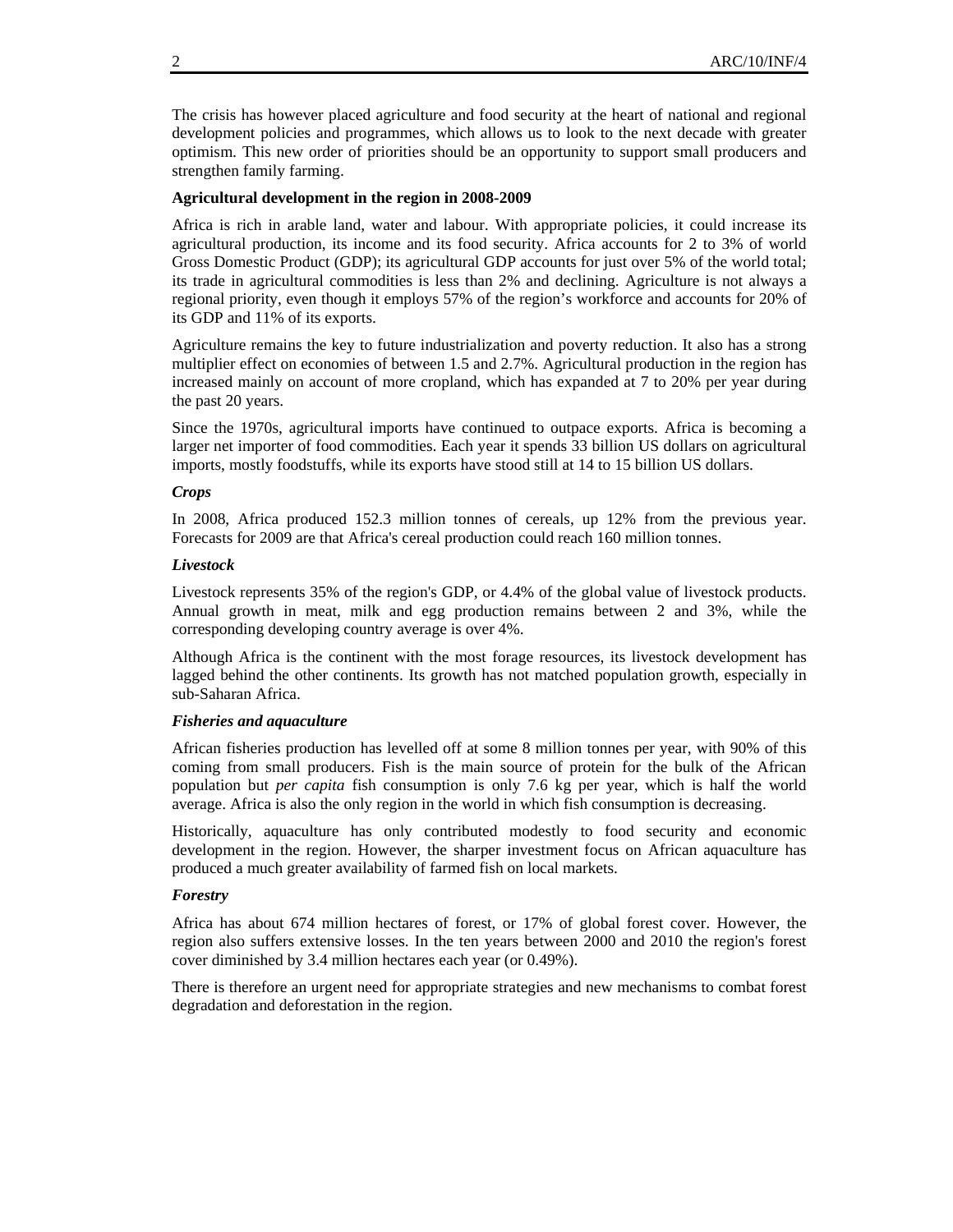The crisis has however placed agriculture and food security at the heart of national and regional development policies and programmes, which allows us to look to the next decade with greater optimism. This new order of priorities should be an opportunity to support small producers and strengthen family farming.

**Agricultural development in the region in 2008-2009**

Africa is rich in arable land, water and labour. With appropriate policies, it could increase its agricultural production, its income and its food security. Africa accounts for 2 to 3% of world Gross Domestic Product (GDP); its agricultural GDP accounts for just over 5% of the world total; its trade in agricultural commodities is less than 2% and declining. Agriculture is not always a regional priority, even though it employs 57% of the region's workforce and accounts for 20% of its GDP and 11% of its exports.

Agriculture remains the key to future industrialization and poverty reduction. It also has a strong multiplier effect on economies of between 1.5 and 2.7%. Agricultural production in the region has increased mainly on account of more cropland, which has expanded at 7 to 20% per year during the past 20 years.

Since the 1970s, agricultural imports have continued to outpace exports. Africa is becoming a larger net importer of food commodities. Each year it spends 33 billion US dollars on agricultural imports, mostly foodstuffs, while its exports have stood still at 14 to 15 billion US dollars.

***Crops***

In 2008, Africa produced 152.3 million tonnes of cereals, up 12% from the previous year. Forecasts for 2009 are that Africa's cereal production could reach 160 million tonnes.

***Livestock***

Livestock represents 35% of the region's GDP, or 4.4% of the global value of livestock products. Annual growth in meat, milk and egg production remains between 2 and 3%, while the corresponding developing country average is over 4%.

Although Africa is the continent with the most forage resources, its livestock development has lagged behind the other continents. Its growth has not matched population growth, especially in sub-Saharan Africa.

***Fisheries and aquaculture***

African fisheries production has levelled off at some 8 million tonnes per year, with 90% of this coming from small producers. Fish is the main source of protein for the bulk of the African population but *per capita* fish consumption is only 7.6 kg per year, which is half the world average. Africa is also the only region in the world in which fish consumption is decreasing.

Historically, aquaculture has only contributed modestly to food security and economic development in the region. However, the sharper investment focus on African aquaculture has produced a much greater availability of farmed fish on local markets.

***Forestry***

Africa has about 674 million hectares of forest, or 17% of global forest cover. However, the region also suffers extensive losses. In the ten years between 2000 and 2010 the region's forest cover diminished by 3.4 million hectares each year (or 0.49%).

There is therefore an urgent need for appropriate strategies and new mechanisms to combat forest degradation and deforestation in the region.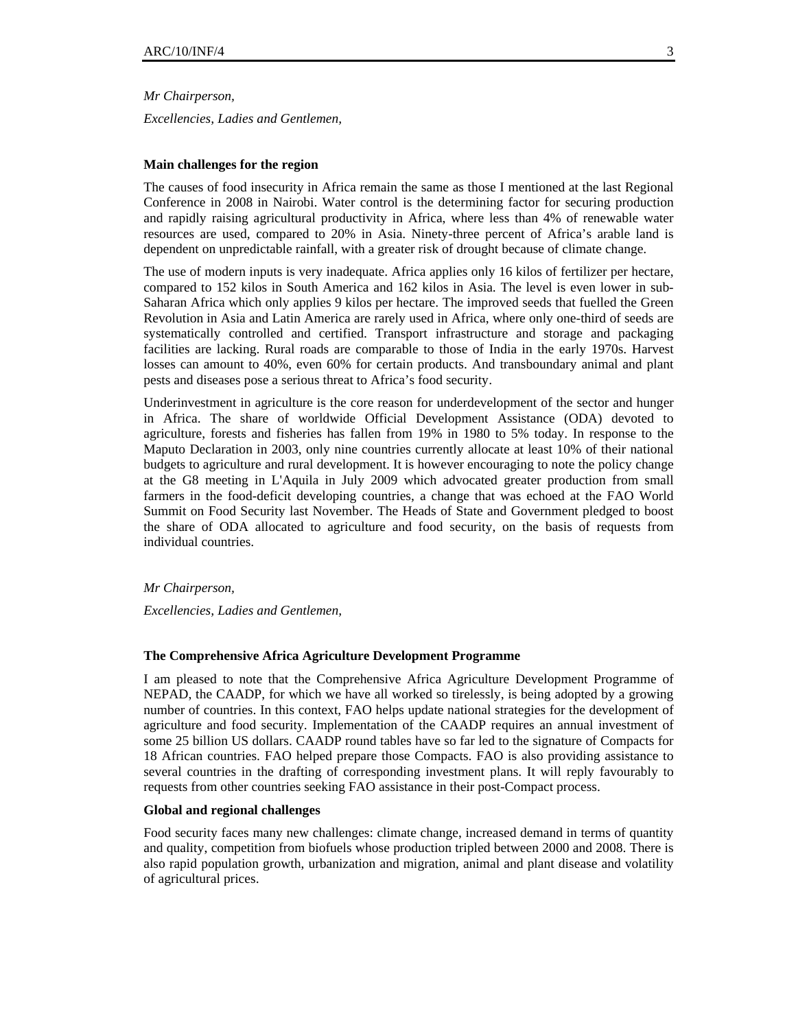*Mr Chairperson,*

*Excellencies, Ladies and Gentlemen,*

**Main challenges for the region**

The causes of food insecurity in Africa remain the same as those I mentioned at the last Regional Conference in 2008 in Nairobi. Water control is the determining factor for securing production and rapidly raising agricultural productivity in Africa, where less than 4% of renewable water resources are used, compared to 20% in Asia. Ninety-three percent of Africa's arable land is dependent on unpredictable rainfall, with a greater risk of drought because of climate change.

The use of modern inputs is very inadequate. Africa applies only 16 kilos of fertilizer per hectare, compared to 152 kilos in South America and 162 kilos in Asia. The level is even lower in sub-Saharan Africa which only applies 9 kilos per hectare. The improved seeds that fuelled the Green Revolution in Asia and Latin America are rarely used in Africa, where only one-third of seeds are systematically controlled and certified. Transport infrastructure and storage and packaging facilities are lacking. Rural roads are comparable to those of India in the early 1970s. Harvest losses can amount to 40%, even 60% for certain products. And transboundary animal and plant pests and diseases pose a serious threat to Africa's food security.

Underinvestment in agriculture is the core reason for underdevelopment of the sector and hunger in Africa. The share of worldwide Official Development Assistance (ODA) devoted to agriculture, forests and fisheries has fallen from 19% in 1980 to 5% today. In response to the Maputo Declaration in 2003, only nine countries currently allocate at least 10% of their national budgets to agriculture and rural development. It is however encouraging to note the policy change at the G8 meeting in L'Aquila in July 2009 which advocated greater production from small farmers in the food-deficit developing countries, a change that was echoed at the FAO World Summit on Food Security last November. The Heads of State and Government pledged to boost the share of ODA allocated to agriculture and food security, on the basis of requests from individual countries.

*Mr Chairperson,*

*Excellencies, Ladies and Gentlemen,*

**The Comprehensive Africa Agriculture Development Programme**

I am pleased to note that the Comprehensive Africa Agriculture Development Programme of NEPAD, the CAADP, for which we have all worked so tirelessly, is being adopted by a growing number of countries. In this context, FAO helps update national strategies for the development of agriculture and food security. Implementation of the CAADP requires an annual investment of some 25 billion US dollars. CAADP round tables have so far led to the signature of Compacts for 18 African countries. FAO helped prepare those Compacts. FAO is also providing assistance to several countries in the drafting of corresponding investment plans. It will reply favourably to requests from other countries seeking FAO assistance in their post-Compact process.

**Global and regional challenges**

Food security faces many new challenges: climate change, increased demand in terms of quantity and quality, competition from biofuels whose production tripled between 2000 and 2008. There is also rapid population growth, urbanization and migration, animal and plant disease and volatility of agricultural prices.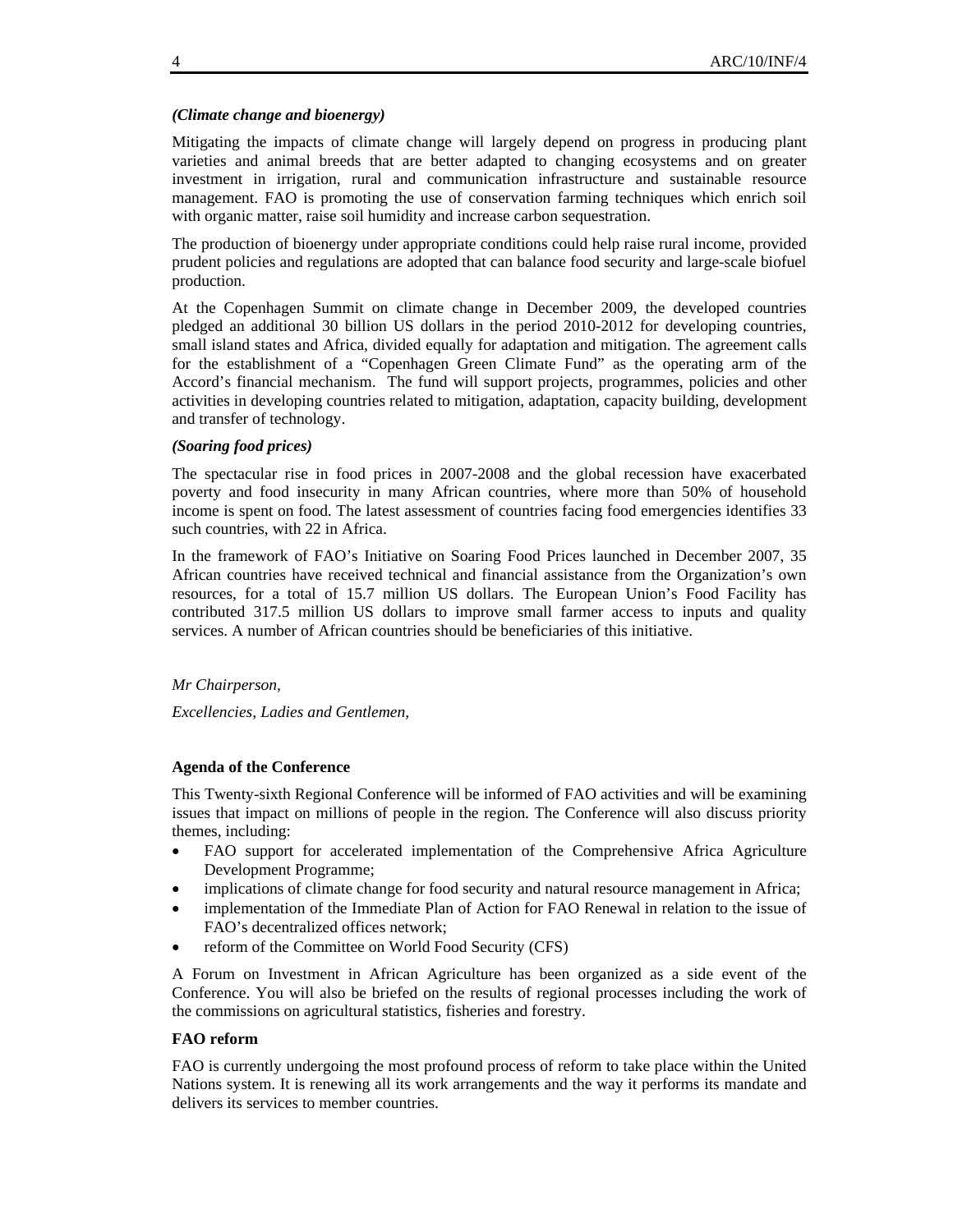*(Climate change and bioenergy)*

Mitigating the impacts of climate change will largely depend on progress in producing plant varieties and animal breeds that are better adapted to changing ecosystems and on greater investment in irrigation, rural and communication infrastructure and sustainable resource management. FAO is promoting the use of conservation farming techniques which enrich soil with organic matter, raise soil humidity and increase carbon sequestration.

The production of bioenergy under appropriate conditions could help raise rural income, provided prudent policies and regulations are adopted that can balance food security and large-scale biofuel production.

At the Copenhagen Summit on climate change in December 2009, the developed countries pledged an additional 30 billion US dollars in the period 2010-2012 for developing countries, small island states and Africa, divided equally for adaptation and mitigation. The agreement calls for the establishment of a "Copenhagen Green Climate Fund" as the operating arm of the Accord's financial mechanism. The fund will support projects, programmes, policies and other activities in developing countries related to mitigation, adaptation, capacity building, development and transfer of technology.

*(Soaring food prices)*

The spectacular rise in food prices in 2007-2008 and the global recession have exacerbated poverty and food insecurity in many African countries, where more than 50% of household income is spent on food. The latest assessment of countries facing food emergencies identifies 33 such countries, with 22 in Africa.

In the framework of FAO's Initiative on Soaring Food Prices launched in December 2007, 35 African countries have received technical and financial assistance from the Organization's own resources, for a total of 15.7 million US dollars. The European Union's Food Facility has contributed 317.5 million US dollars to improve small farmer access to inputs and quality services. A number of African countries should be beneficiaries of this initiative.

*Mr Chairperson,*

*Excellencies, Ladies and Gentlemen,*

**Agenda of the Conference**

This Twenty-sixth Regional Conference will be informed of FAO activities and will be examining issues that impact on millions of people in the region. The Conference will also discuss priority themes, including:

- FAO support for accelerated implementation of the Comprehensive Africa Agriculture Development Programme;
- implications of climate change for food security and natural resource management in Africa;
- implementation of the Immediate Plan of Action for FAO Renewal in relation to the issue of FAO's decentralized offices network;
- reform of the Committee on World Food Security (CFS)

A Forum on Investment in African Agriculture has been organized as a side event of the Conference. You will also be briefed on the results of regional processes including the work of the commissions on agricultural statistics, fisheries and forestry.

**FAO reform**

FAO is currently undergoing the most profound process of reform to take place within the United Nations system. It is renewing all its work arrangements and the way it performs its mandate and delivers its services to member countries.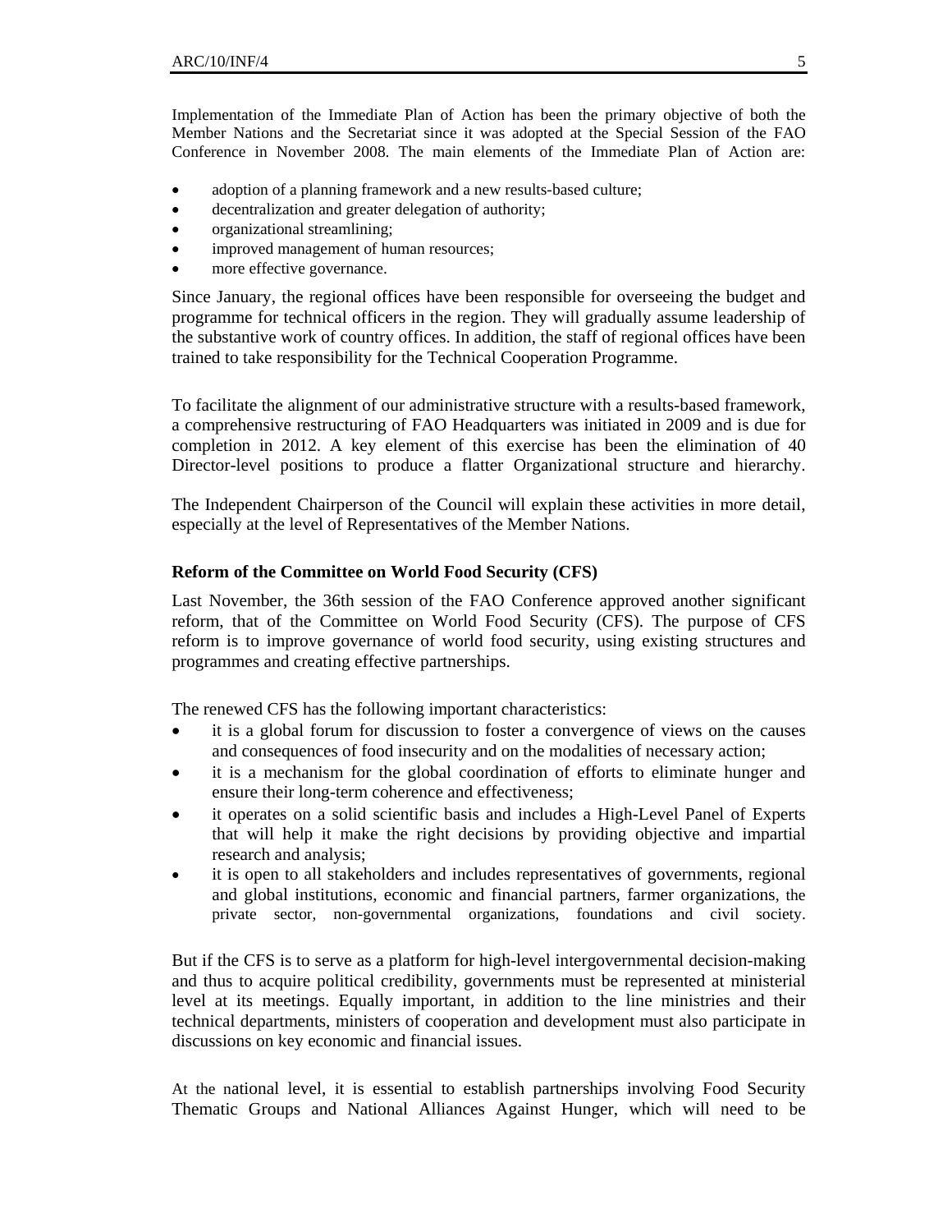Implementation of the Immediate Plan of Action has been the primary objective of both the Member Nations and the Secretariat since it was adopted at the Special Session of the FAO Conference in November 2008. The main elements of the Immediate Plan of Action are:

- adoption of a planning framework and a new results-based culture;
- decentralization and greater delegation of authority;
- organizational streamlining;
- improved management of human resources;
- more effective governance.

Since January, the regional offices have been responsible for overseeing the budget and programme for technical officers in the region. They will gradually assume leadership of the substantive work of country offices. In addition, the staff of regional offices have been trained to take responsibility for the Technical Cooperation Programme.

To facilitate the alignment of our administrative structure with a results-based framework, a comprehensive restructuring of FAO Headquarters was initiated in 2009 and is due for completion in 2012. A key element of this exercise has been the elimination of 40 Director-level positions to produce a flatter Organizational structure and hierarchy.

The Independent Chairperson of the Council will explain these activities in more detail, especially at the level of Representatives of the Member Nations.

**Reform of the Committee on World Food Security (CFS)**

Last November, the 36th session of the FAO Conference approved another significant reform, that of the Committee on World Food Security (CFS). The purpose of CFS reform is to improve governance of world food security, using existing structures and programmes and creating effective partnerships.

The renewed CFS has the following important characteristics:

- it is a global forum for discussion to foster a convergence of views on the causes and consequences of food insecurity and on the modalities of necessary action;
- it is a mechanism for the global coordination of efforts to eliminate hunger and ensure their long-term coherence and effectiveness;
- it operates on a solid scientific basis and includes a High-Level Panel of Experts that will help it make the right decisions by providing objective and impartial research and analysis;
- it is open to all stakeholders and includes representatives of governments, regional and global institutions, economic and financial partners, farmer organizations, the private sector, non-governmental organizations, foundations and civil society.

But if the CFS is to serve as a platform for high-level intergovernmental decision-making and thus to acquire political credibility, governments must be represented at ministerial level at its meetings. Equally important, in addition to the line ministries and their technical departments, ministers of cooperation and development must also participate in discussions on key economic and financial issues.

At the national level, it is essential to establish partnerships involving Food Security Thematic Groups and National Alliances Against Hunger, which will need to be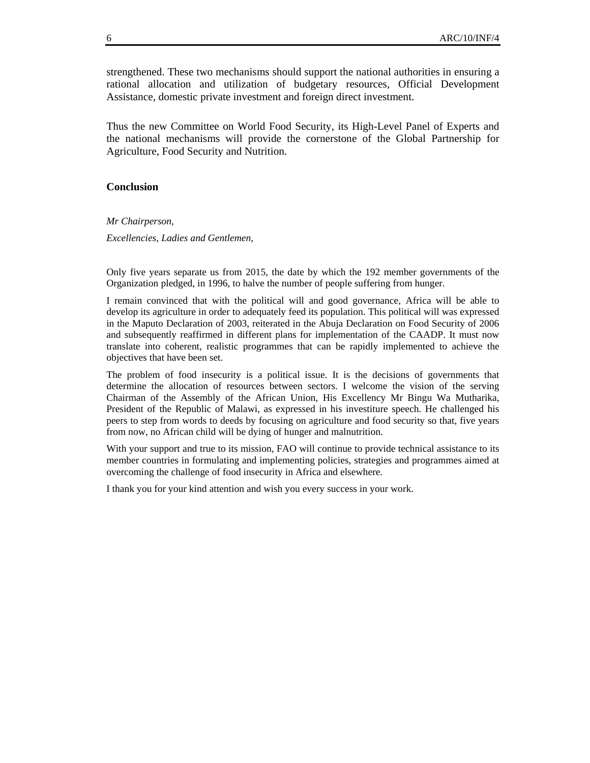strengthened. These two mechanisms should support the national authorities in ensuring a rational allocation and utilization of budgetary resources, Official Development Assistance, domestic private investment and foreign direct investment.

Thus the new Committee on World Food Security, its High-Level Panel of Experts and the national mechanisms will provide the cornerstone of the Global Partnership for Agriculture, Food Security and Nutrition.

## Conclusion

*Mr Chairperson,*

*Excellencies, Ladies and Gentlemen,*

Only five years separate us from 2015, the date by which the 192 member governments of the Organization pledged, in 1996, to halve the number of people suffering from hunger.

I remain convinced that with the political will and good governance, Africa will be able to develop its agriculture in order to adequately feed its population. This political will was expressed in the Maputo Declaration of 2003, reiterated in the Abuja Declaration on Food Security of 2006 and subsequently reaffirmed in different plans for implementation of the CAADP. It must now translate into coherent, realistic programmes that can be rapidly implemented to achieve the objectives that have been set.

The problem of food insecurity is a political issue. It is the decisions of governments that determine the allocation of resources between sectors. I welcome the vision of the serving Chairman of the Assembly of the African Union, His Excellency Mr Bingu Wa Mutharika, President of the Republic of Malawi, as expressed in his investiture speech. He challenged his peers to step from words to deeds by focusing on agriculture and food security so that, five years from now, no African child will be dying of hunger and malnutrition.

With your support and true to its mission, FAO will continue to provide technical assistance to its member countries in formulating and implementing policies, strategies and programmes aimed at overcoming the challenge of food insecurity in Africa and elsewhere.

I thank you for your kind attention and wish you every success in your work.